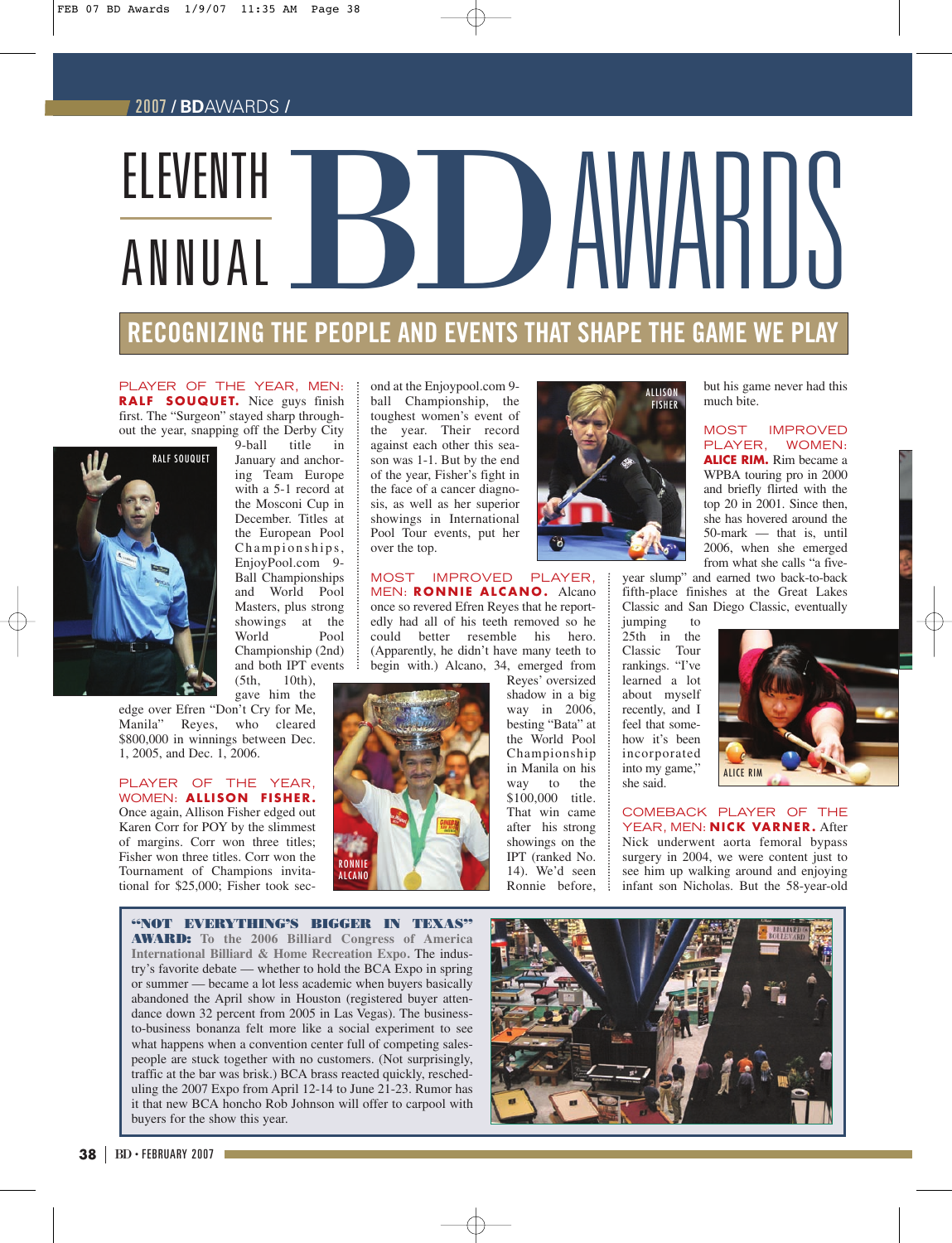# ELEVENTH ANNUAL BD AWARDS

## RECOGNIZING THE PEOPLE AND EVENTS THAT SHAPE THE GAME WE PLAY

**PLAYER OF THE YEAR, MEN: RALF SOUQUET.** Nice guys finish first. The "Surgeon" stayed sharp throughout the year, snapping off the Derby City 9-ball title in January and anchoring Team Europe with a 5-1 record at the Mosconi Cup in December. Titles at the European Pool Championships, EnjoyPool.com 9-Ball Championships and World Pool Masters, plus strong showings at the World Pool Championship (2nd) and both IPT events (5th, 10th), gave him the edge over Efren "Don't Cry for Me, Manila" Reyes, who cleared $800,000 in winnings between Dec. 1, 2005, and Dec. 1, 2006.

RALF SOUQUET

**PLAYER OF THE YEAR, WOMEN: ALLISON FISHER.** Once again, Allison Fisher edged out Karen Corr for POY by the slimmest of margins. Corr won three titles; Fisher won three titles. Corr won the Tournament of Champions invitational for $25,000; Fisher took second at the Enjoypool.com 9-ball Championship, the toughest women's event of the year. Their record against each other this season was 1-1. But by the end of the year, Fisher's fight in the face of a cancer diagnosis, as well as her superior showings in International Pool Tour events, put her over the top.

ALLISON FISHER

**MOST IMPROVED PLAYER, MEN: RONNIE ALCANO.** Alcano once so revered Efren Reyes that he reportedly had all of his teeth removed so he could better resemble his hero. (Apparently, he didn't have many teeth to begin with.) Alcano, 34, emerged from Reyes' oversized shadow in a big way in 2006, besting "Bata" at the World Pool Championship in Manila on his way to the $100,000 title. That win came after his strong showings on the IPT (ranked No. 14). We'd seen Ronnie before, but his game never had this much bite.

RONNIE ALCANO

**MOST IMPROVED PLAYER, WOMEN: ALICE RIM.** Rim became a WPBA touring pro in 2000 and briefly flirted with the top 20 in 2001. Since then, she has hovered around the 50-mark — that is, until 2006, when she emerged from what she calls "a five-year slump" and earned two back-to-back fifth-place finishes at the Great Lakes Classic and San Diego Classic, eventually jumping to 25th in the Classic Tour rankings. "I've learned a lot about myself recently, and I feel that somehow it's been incorporated into my game," she said.

ALICE RIM

**COMEBACK PLAYER OF THE YEAR, MEN: NICK VARNER.** After Nick underwent aorta femoral bypass surgery in 2004, we were content just to see him up walking around and enjoying infant son Nicholas. But the 58-year-old

**"NOT EVERYTHING'S BIGGER IN TEXAS" AWARD: To the 2006 Billiard Congress of America International Billiard & Home Recreation Expo.** The industry's favorite debate — whether to hold the BCA Expo in spring or summer — became a lot less academic when buyers basically abandoned the April show in Houston (registered buyer attendance down 32 percent from 2005 in Las Vegas). The business-to-business bonanza felt more like a social experiment to see what happens when a convention center full of competing salespeople are stuck together with no customers. (Not surprisingly, traffic at the bar was brisk.) BCA brass reacted quickly, rescheduling the 2007 Expo from April 12-14 to June 21-23. Rumor has it that new BCA honcho Rob Johnson will offer to carpool with buyers for the show this year.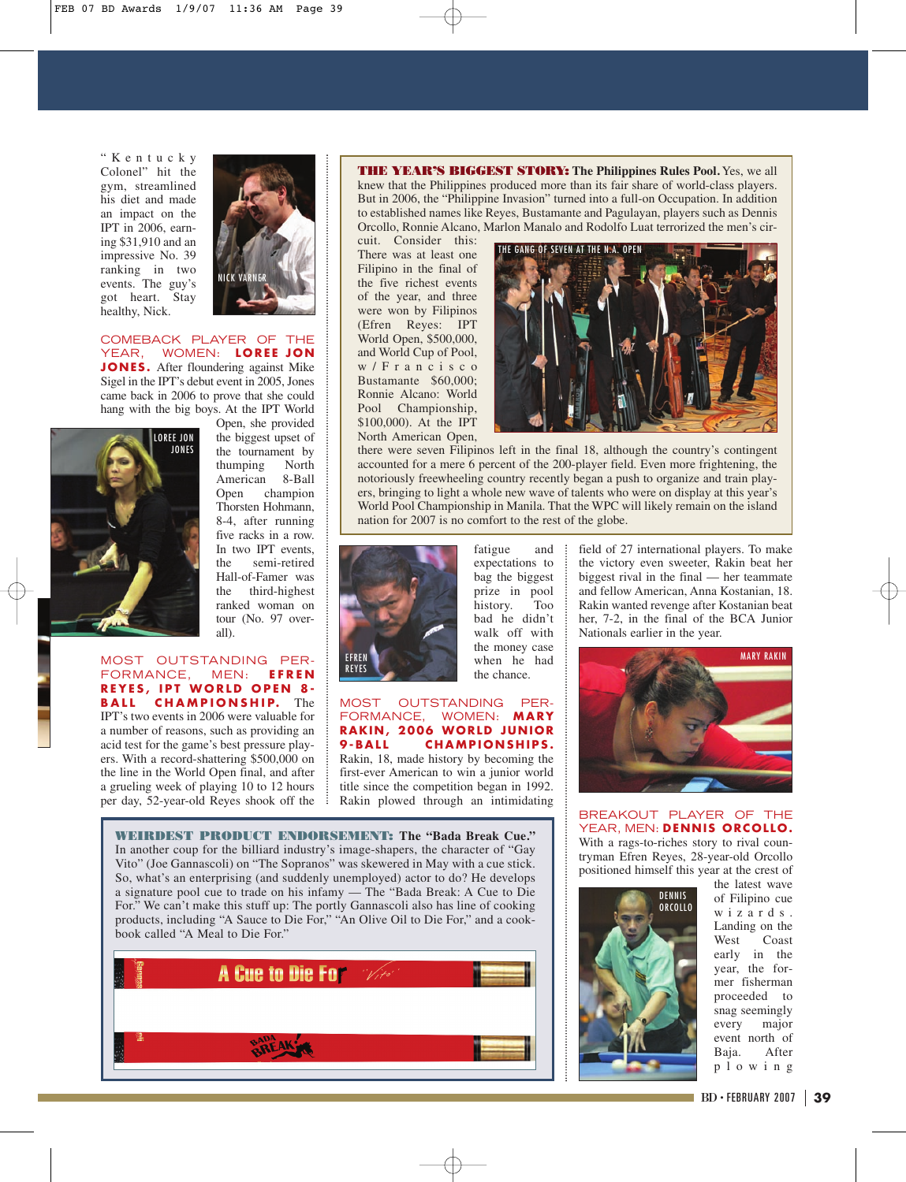"Kentucky Colonel" hit the gym, streamlined his diet and made an impact on the IPT in 2006, earning $31,910 and an impressive No. 39 ranking in two events. The guy's got heart. Stay healthy, Nick.

NICK VARNER

**COMEBACK PLAYER OF THE YEAR, WOMEN: LOREE JON JONES.** After floundering against Mike Sigel in the IPT's debut event in 2005, Jones came back in 2006 to prove that she could hang with the big boys. At the IPT World Open, she provided the biggest upset of the tournament by thumping North American 8-Ball Open champion Thorsten Hohmann, 8-4, after running five racks in a row. In two IPT events, the semi-retired Hall-of-Famer was the third-highest ranked woman on tour (No. 97 overall).

LOREE JON JONES

**MOST OUTSTANDING PERFORMANCE, MEN: EFREN REYES, IPT WORLD OPEN 8-BALL CHAMPIONSHIP.** The IPT's two events in 2006 were valuable for a number of reasons, such as providing an acid test for the game's best pressure players. With a record-shattering $500,000 on the line in the World Open final, and after a grueling week of playing 10 to 12 hours per day, 52-year-old Reyes shook off the fatigue and expectations to bag the biggest prize in pool history. Too bad he didn't walk off with the money case when he had the chance.

EFREN REYES

**THE YEAR'S BIGGEST STORY: The Philippines Rules Pool.** Yes, we all knew that the Philippines produced more than its fair share of world-class players. But in 2006, the "Philippine Invasion" turned into a full-on Occupation. In addition to established names like Reyes, Bustamante and Pagulayan, players such as Dennis Orcollo, Ronnie Alcano, Marlon Manalo and Rodolfo Luat terrorized the men's circuit. Consider this: There was at least one Filipino in the final of the five richest events of the year, and three were won by Filipinos (Efren Reyes: IPT World Open, $500,000, and World Cup of Pool, w/Francisco Bustamante $60,000; Ronnie Alcano: World Pool Championship, $100,000). At the IPT North American Open, there were seven Filipinos left in the final 18, although the country's contingent accounted for a mere 6 percent of the 200-player field. Even more frightening, the notoriously freewheeling country recently began a push to organize and train players, bringing to light a whole new wave of talents who were on display at this year's World Pool Championship in Manila. That the WPC will likely remain on the island nation for 2007 is no comfort to the rest of the globe.

THE GANG OF SEVEN AT THE N.A. OPEN

**MOST OUTSTANDING PERFORMANCE, WOMEN: MARY RAKIN, 2006 WORLD JUNIOR 9-BALL CHAMPIONSHIPS.** Rakin, 18, made history by becoming the first-ever American to win a junior world title since the competition began in 1992. Rakin plowed through an intimidating field of 27 international players. To make the victory even sweeter, Rakin beat her biggest rival in the final — her teammate and fellow American, Anna Kostanian, 18. Rakin wanted revenge after Kostanian beat her, 7-2, in the final of the BCA Junior Nationals earlier in the year.

MARY RAKIN

**BREAKOUT PLAYER OF THE YEAR, MEN: DENNIS ORCOLLO.** With a rags-to-riches story to rival countryman Efren Reyes, 28-year-old Orcollo positioned himself this year at the crest of the latest wave of Filipino cue wizards. Landing on the West Coast early in the year, the former fisherman proceeded to snag seemingly every major event north of Baja. After plowing

DENNIS ORCOLLO

**WEIRDEST PRODUCT ENDORSEMENT: The "Bada Break Cue."** In another coup for the billiard industry's image-shapers, the character of "Gay Vito" (Joe Gannascoli) on "The Sopranos" was skewered in May with a cue stick. So, what's an enterprising (and suddenly unemployed) actor to do? He develops a signature pool cue to trade on his infamy — The "Bada Break: A Cue to Die For." We can't make this stuff up: The portly Gannascoli also has line of cooking products, including "A Sauce to Die For," "An Olive Oil to Die For," and a cookbook called "A Meal to Die For."

A Cue to Die For — Vito — BADA BREAK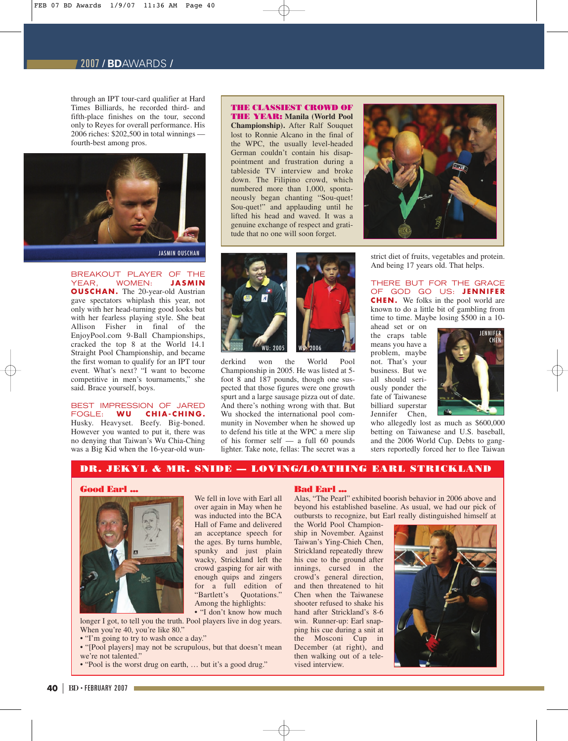through an IPT tour-card qualifier at Hard Times Billiards, he recorded third- and fifth-place finishes on the tour, second only to Reyes for overall performance. His 2006 riches: $202,500 in total winnings — fourth-best among pros.

JASMIN OUSCHAN

**BREAKOUT PLAYER OF THE YEAR, WOMEN: JASMIN OUSCHAN.** The 20-year-old Austrian gave spectators whiplash this year, not only with her head-turning good looks but with her fearless playing style. She beat Allison Fisher in final of the EnjoyPool.com 9-Ball Championships, cracked the top 8 at the World 14.1 Straight Pool Championship, and became the first woman to qualify for an IPT tour event. What's next? "I want to become competitive in men's tournaments," she said. Brace yourself, boys.

**BEST IMPRESSION OF JARED FOGLE: WU CHIA-CHING.** Husky. Heavyset. Beefy. Big-boned. However you wanted to put it, there was no denying that Taiwan's Wu Chia-Ching was a Big Kid when the 16-year-old wunderkind won the World Pool Championship in 2005. He was listed at 5-foot 8 and 187 pounds, though one suspected that those figures were one growth spurt and a large sausage pizza out of date. And there's nothing wrong with that. But Wu shocked the international pool community in November when he showed up to defend his title at the WPC a mere slip of his former self — a full 60 pounds lighter. Take note, fellas: The secret was a strict diet of fruits, vegetables and protein. And being 17 years old. That helps.

WU: 2005

WU: 2006

**THE CLASSIEST CROWD OF THE YEAR: Manila (World Pool Championship).** After Ralf Souquet lost to Ronnie Alcano in the final of the WPC, the usually level-headed German couldn't contain his disappointment and frustration during a tableside TV interview and broke down. The Filipino crowd, which numbered more than 1,000, spontaneously began chanting "Sou-quet! Sou-quet!" and applauding until he lifted his head and waved. It was a genuine exchange of respect and gratitude that no one will soon forget.

**THERE BUT FOR THE GRACE OF GOD GO US: JENNIFER CHEN.** We folks in the pool world are known to do a little bit of gambling from time to time. Maybe losing $500 in a 10-ahead set or on the craps table means you have a problem, maybe not. That's your business. But we all should seriously ponder the fate of Taiwanese billiard superstar Jennifer Chen, who allegedly lost as much as $600,000 betting on Taiwanese and U.S. baseball, and the 2006 World Cup. Debts to gangsters reportedly forced her to flee Taiwan

JENNIFER CHEN

## DR. JEKYL & MR. SNIDE — LOVING/LOATHING EARL STRICKLAND

### Good Earl ...

We fell in love with Earl all over again in May when he was inducted into the BCA Hall of Fame and delivered an acceptance speech for the ages. By turns humble, spunky and just plain wacky, Strickland left the crowd gasping for air with enough quips and zingers for a full edition of "Bartlett's Quotations." Among the highlights:

- "I don't know how much longer I got, to tell you the truth. Pool players live in dog years. When you're 40, you're like 80."
- "I'm going to try to wash once a day."
- "[Pool players] may not be scrupulous, but that doesn't mean we're not talented."
- "Pool is the worst drug on earth, … but it's a good drug."

### Bad Earl ...

Alas, "The Pearl" exhibited boorish behavior in 2006 above and beyond his established baseline. As usual, we had our pick of outbursts to recognize, but Earl really distinguished himself at the World Pool Championship in November. Against Taiwan's Ying-Chieh Chen, Strickland repeatedly threw his cue to the ground after innings, cursed in the crowd's general direction, and then threatened to hit Chen when the Taiwanese shooter refused to shake his hand after Strickland's 8-6 win. Runner-up: Earl snapping his cue during a snit at the Mosconi Cup in December (at right), and then walking out of a televised interview.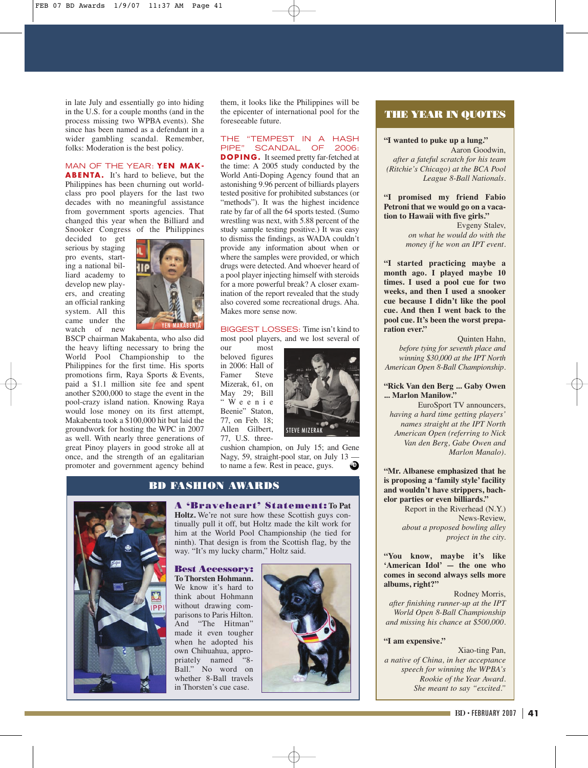in late July and essentially go into hiding in the U.S. for a couple months (and in the process missing two WPBA events). She since has been named as a defendant in a wider gambling scandal. Remember, folks: Moderation is the best policy.

MAN OF THE YEAR: **YEN MAKABENTA.** It's hard to believe, but the Philippines has been churning out world-class pro pool players for the last two decades with no meaningful assistance from government sports agencies. That changed this year when the Billiard and Snooker Congress of the Philippines decided to get serious by staging pro events, starting a national billiard academy to develop new players, and creating an official ranking system. All this came under the watch of new BSCP chairman Makabenta, who also did the heavy lifting necessary to bring the World Pool Championship to the Philippines for the first time. His sports promotions firm, Raya Sports & Events, paid a $1.1 million site fee and spent another $200,000 to stage the event in the pool-crazy island nation. Knowing Raya would lose money on its first attempt, Makabenta took a $100,000 hit but laid the groundwork for hosting the WPC in 2007 as well. With nearly three generations of great Pinoy players in good stroke all at once, and the strength of an egalitarian promoter and government agency behind them, it looks like the Philippines will be the epicenter of international pool for the foreseeable future.

YEN MAKABENTA

THE "TEMPEST IN A HASH PIPE" SCANDAL OF 2006: **DOPING.** It seemed pretty far-fetched at the time: A 2005 study conducted by the World Anti-Doping Agency found that an astonishing 9.96 percent of billiards players tested positive for prohibited substances (or "methods"). It was the highest incidence rate by far of all the 64 sports tested. (Sumo wrestling was next, with 5.88 percent of the study sample testing positive.) It was easy to dismiss the findings, as WADA couldn't provide any information about when or where the samples were provided, or which drugs were detected. And whoever heard of a pool player injecting himself with steroids for a more powerful break? A closer examination of the report revealed that the study also covered some recreational drugs. Aha. Makes more sense now.

BIGGEST LOSSES: Time isn't kind to most pool players, and we lost several of our most beloved figures in 2006: Hall of Famer Steve Mizerak, 61, on May 29; Bill "Weenie Beenie" Staton, 77, on Feb. 18; Allen Gilbert, 77, U.S. three-cushion champion, on July 15; and Gene Nagy, 59, straight-pool star, on July 13 — to name a few. Rest in peace, guys.

STEVE MIZERAK

## THE YEAR IN QUOTES

**"I wanted to puke up a lung."**
Aaron Goodwin,
*after a fateful scratch for his team (Ritchie's Chicago) at the BCA Pool League 8-Ball Nationals.*

**"I promised my friend Fabio Petroni that we would go on a vacation to Hawaii with five girls."**
Evgeny Stalev,
*on what he would do with the money if he won an IPT event.*

**"I started practicing maybe a month ago. I played maybe 10 times. I used a pool cue for two weeks, and then I used a snooker cue because I didn't like the pool cue. And then I went back to the pool cue. It's been the worst preparation ever."**
Quinten Hahn,
*before tying for seventh place and winning $30,000 at the IPT North American Open 8-Ball Championship.*

**"Rick Van den Berg ... Gaby Owen ... Marlon Manilow."**
EuroSport TV announcers,
*having a hard time getting players' names straight at the IPT North American Open (referring to Nick Van den Berg, Gabe Owen and Marlon Manalo).*

**"Mr. Albanese emphasized that he is proposing a 'family style' facility and wouldn't have strippers, bachelor parties or even billiards."**
Report in the Riverhead (N.Y.) News-Review,
*about a proposed bowling alley project in the city.*

**"You know, maybe it's like 'American Idol' — the one who comes in second always sells more albums, right?"**
Rodney Morris,
*after finishing runner-up at the IPT World Open 8-Ball Championship and missing his chance at $500,000.*

**"I am expensive."**
Xiao-ting Pan,
*a native of China, in her acceptance speech for winning the WPBA's Rookie of the Year Award. She meant to say "excited."*

## BD FASHION AWARDS

**A 'Braveheart' Statement: To Pat Holtz.** We're not sure how these Scottish guys continually pull it off, but Holtz made the kilt work for him at the World Pool Championship (he tied for ninth). That design is from the Scottish flag, by the way. "It's my lucky charm," Holtz said.

**Best Accessory: To Thorsten Hohmann.** We know it's hard to think about Hohmann without drawing comparisons to Paris Hilton. And "The Hitman" made it even tougher when he adopted his own Chihuahua, appropriately named "8-Ball." No word on whether 8-Ball travels in Thorsten's cue case.